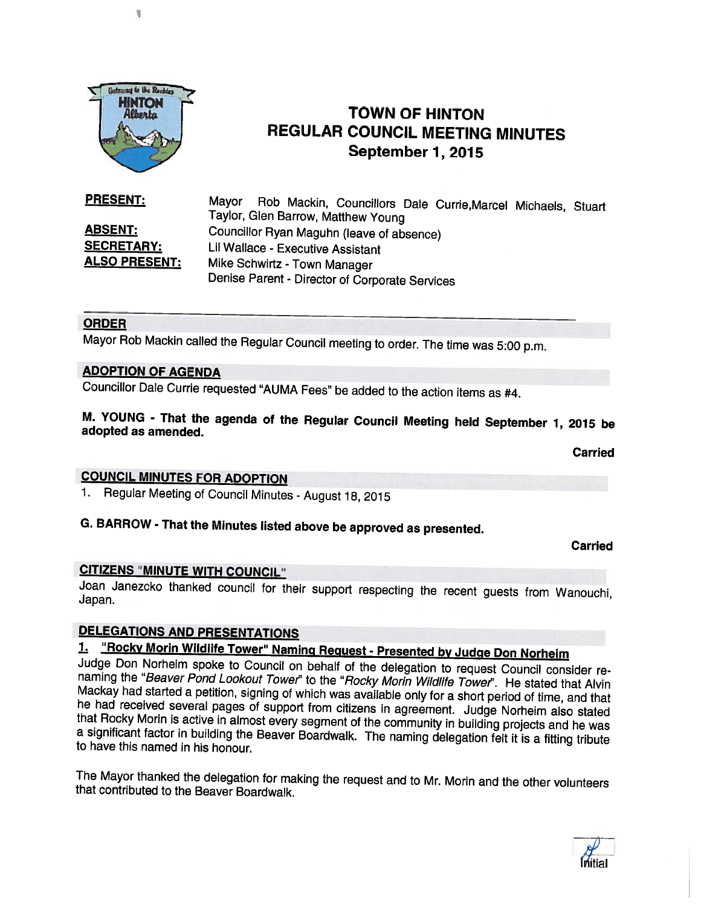# TOWN OF HINTON
## REGULAR COUNCIL MEETING MINUTES
### September 1, 2015

**PRESENT:** Mayor Rob Mackin, Councillors Dale Currie,Marcel Michaels, Stuart Taylor, Glen Barrow, Matthew Young

**ABSENT:** Councillor Ryan Maguhn (leave of absence)

**SECRETARY:** Lil Wallace - Executive Assistant

**ALSO PRESENT:** Mike Schwirtz - Town Manager
Denise Parent - Director of Corporate Services

---

## ORDER

Mayor Rob Mackin called the Regular Council meeting to order. The time was 5:00 p.m.

## ADOPTION OF AGENDA

Councillor Dale Currie requested "AUMA Fees" be added to the action items as #4.

**M. YOUNG - That the agenda of the Regular Council Meeting held September 1, 2015 be adopted as amended.**

**Carried**

## COUNCIL MINUTES FOR ADOPTION

1. Regular Meeting of Council Minutes - August 18, 2015

**G. BARROW - That the Minutes listed above be approved as presented.**

**Carried**

## CITIZENS "MINUTE WITH COUNCIL"

Joan Janezcko thanked council for their support respecting the recent guests from Wanouchi, Japan.

## DELEGATIONS AND PRESENTATIONS

### 1. "Rocky Morin Wildlife Tower" Naming Request - Presented by Judge Don Norheim

Judge Don Norheim spoke to Council on behalf of the delegation to request Council consider re-naming the "*Beaver Pond Lookout Tower*" to the "*Rocky Morin Wildlife Tower*". He stated that Alvin Mackay had started a petition, signing of which was available only for a short period of time, and that he had received several pages of support from citizens in agreement. Judge Norheim also stated that Rocky Morin is active in almost every segment of the community in building projects and he was a significant factor in building the Beaver Boardwalk. The naming delegation felt it is a fitting tribute to have this named in his honour.

The Mayor thanked the delegation for making the request and to Mr. Morin and the other volunteers that contributed to the Beaver Boardwalk.

Initial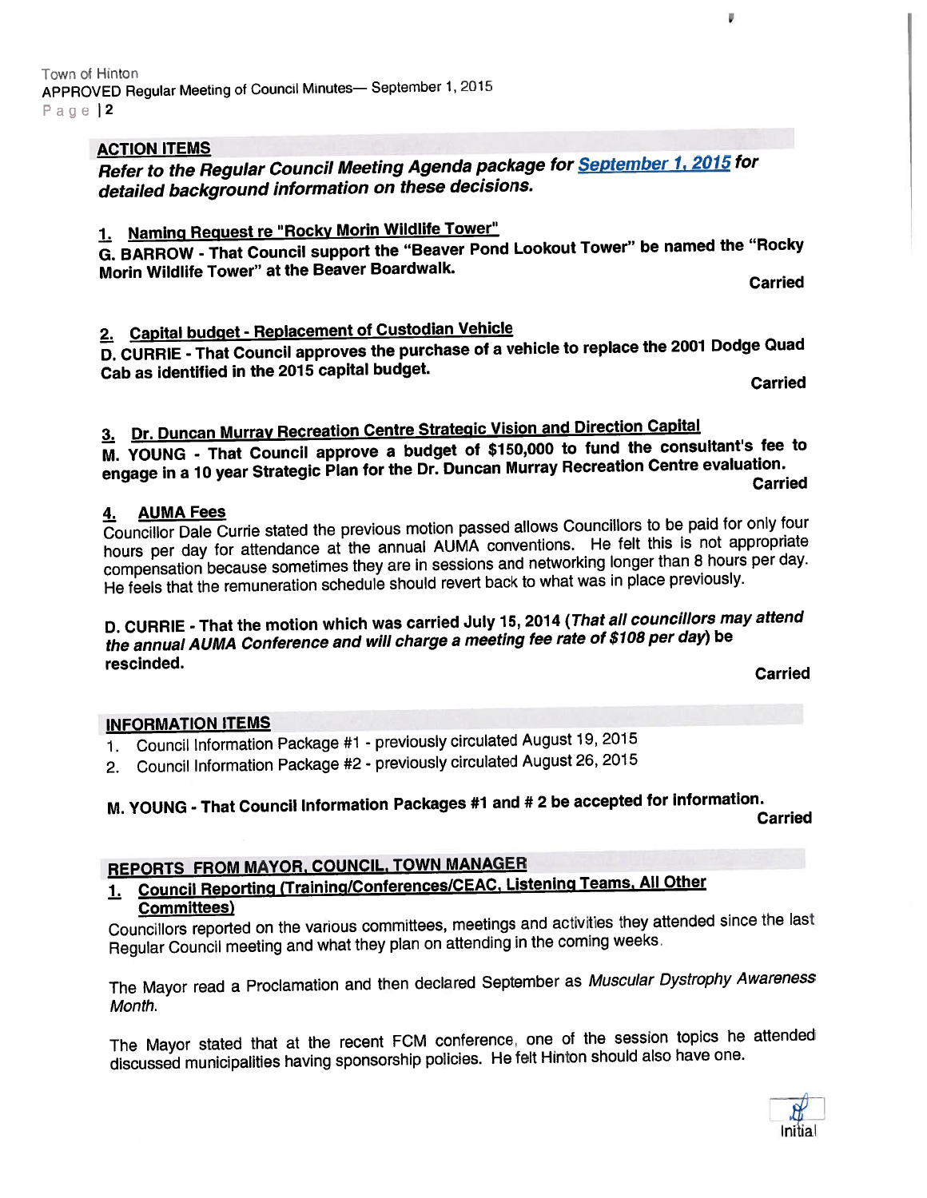## ACTION ITEMS

***Refer to the Regular Council Meeting Agenda package for September 1, 2015 for detailed background information on these decisions.***

### 1. Naming Request re "Rocky Morin Wildlife Tower"

**G. BARROW - That Council support the "Beaver Pond Lookout Tower" be named the "Rocky Morin Wildlife Tower" at the Beaver Boardwalk.**

**Carried**

### 2. Capital budget - Replacement of Custodian Vehicle

**D. CURRIE - That Council approves the purchase of a vehicle to replace the 2001 Dodge Quad Cab as identified in the 2015 capital budget.**

**Carried**

### 3. Dr. Duncan Murray Recreation Centre Strategic Vision and Direction Capital

**M. YOUNG - That Council approve a budget of $150,000 to fund the consultant's fee to engage in a 10 year Strategic Plan for the Dr. Duncan Murray Recreation Centre evaluation.**

**Carried**

### 4. AUMA Fees

Councillor Dale Currie stated the previous motion passed allows Councillors to be paid for only four hours per day for attendance at the annual AUMA conventions. He felt this is not appropriate compensation because sometimes they are in sessions and networking longer than 8 hours per day. He feels that the remuneration schedule should revert back to what was in place previously.

**D. CURRIE - That the motion which was carried July 15, 2014 (*That all councillors may attend the annual AUMA Conference and will charge a meeting fee rate of $108 per day*) be rescinded.**

**Carried**

## INFORMATION ITEMS

1. Council Information Package #1 - previously circulated August 19, 2015
2. Council Information Package #2 - previously circulated August 26, 2015

**M. YOUNG - That Council Information Packages #1 and # 2 be accepted for information.**

**Carried**

## REPORTS FROM MAYOR, COUNCIL, TOWN MANAGER

### 1. Council Reporting (Training/Conferences/CEAC, Listening Teams, All Other Committees)

Councillors reported on the various committees, meetings and activities they attended since the last Regular Council meeting and what they plan on attending in the coming weeks.

The Mayor read a Proclamation and then declared September as *Muscular Dystrophy Awareness Month.*

The Mayor stated that at the recent FCM conference, one of the session topics he attended discussed municipalities having sponsorship policies. He felt Hinton should also have one.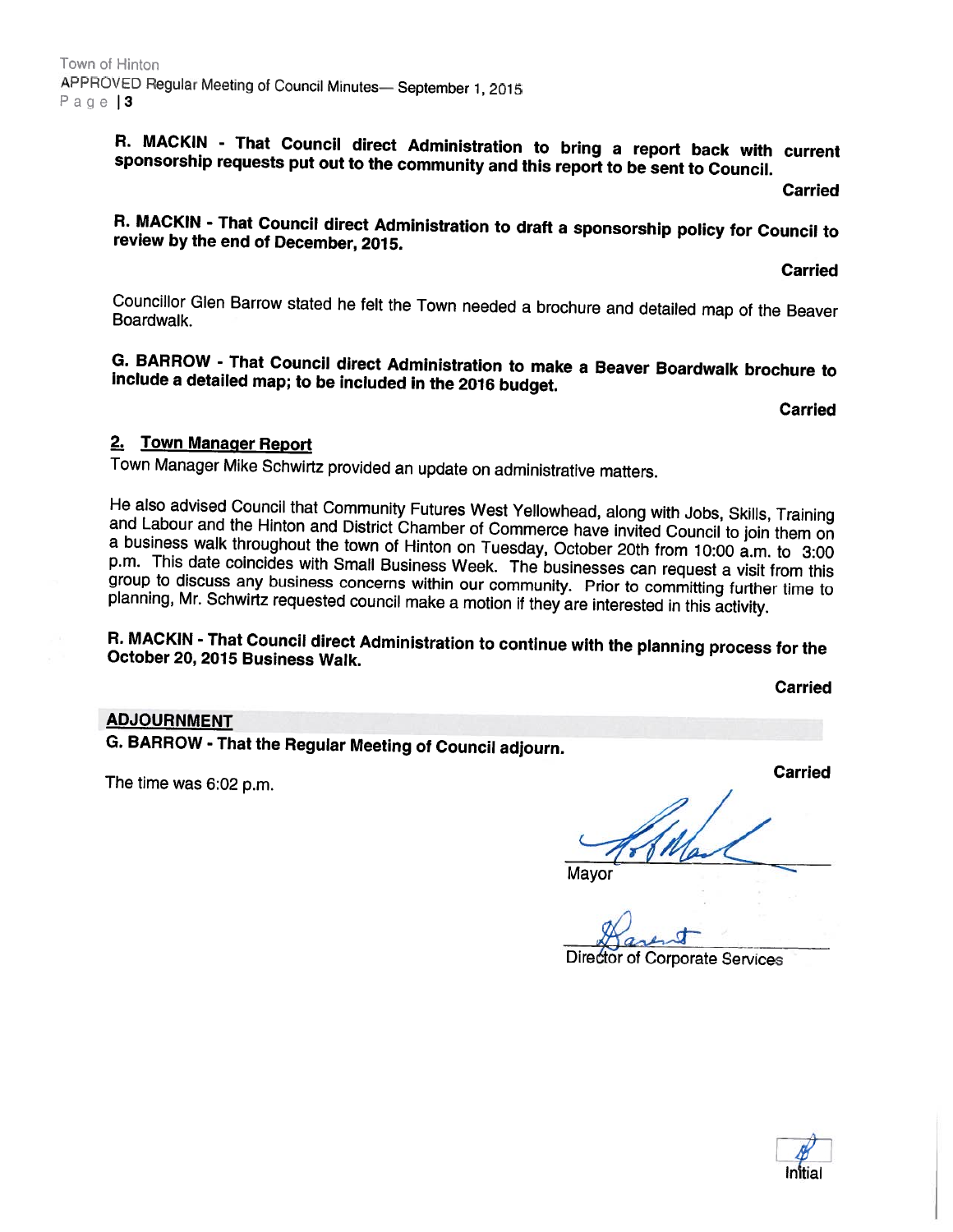**R. MACKIN - That Council direct Administration to bring a report back with current sponsorship requests put out to the community and this report to be sent to Council.**

**Carried**

**R. MACKIN - That Council direct Administration to draft a sponsorship policy for Council to review by the end of December, 2015.**

**Carried**

Councillor Glen Barrow stated he felt the Town needed a brochure and detailed map of the Beaver Boardwalk.

**G. BARROW - That Council direct Administration to make a Beaver Boardwalk brochure to include a detailed map; to be included in the 2016 budget.**

**Carried**

## 2. Town Manager Report

Town Manager Mike Schwirtz provided an update on administrative matters.

He also advised Council that Community Futures West Yellowhead, along with Jobs, Skills, Training and Labour and the Hinton and District Chamber of Commerce have invited Council to join them on a business walk throughout the town of Hinton on Tuesday, October 20th from 10:00 a.m. to 3:00 p.m. This date coincides with Small Business Week. The businesses can request a visit from this group to discuss any business concerns within our community. Prior to committing further time to planning, Mr. Schwirtz requested council make a motion if they are interested in this activity.

**R. MACKIN - That Council direct Administration to continue with the planning process for the October 20, 2015 Business Walk.**

**Carried**

## ADJOURNMENT

**G. BARROW - That the Regular Meeting of Council adjourn.**

**Carried**

The time was 6:02 p.m.

Mayor

Director of Corporate Services

Initial